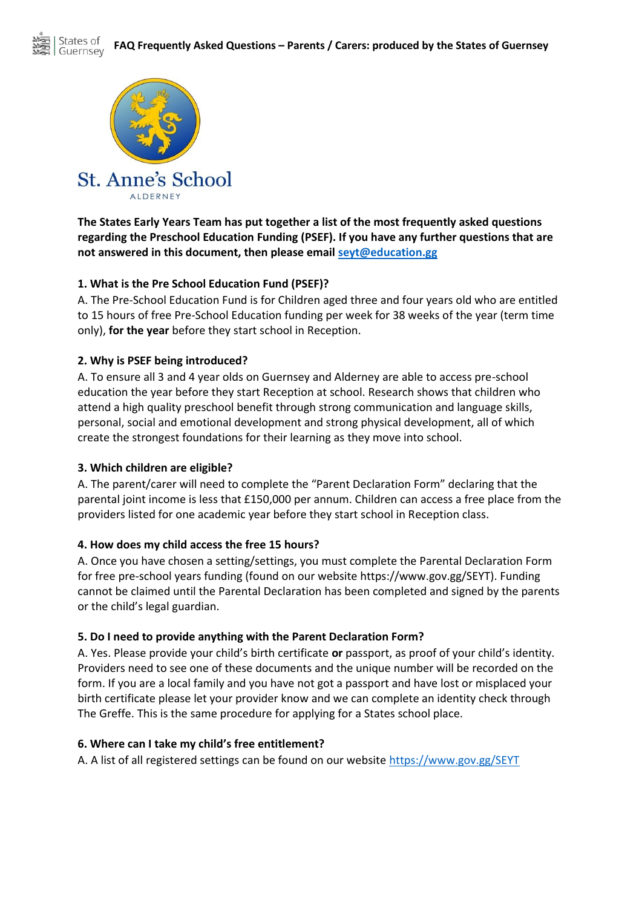St. Anne's School

ALDERNEY

**The States Early Years Team has put together a list of the most frequently asked questions regarding the Preschool Education Funding (PSEF). If you have any further questions that are not answered in this document, then please email [seyt@education.gg](mailto:seyt@education.gg)**

**1. What is the Pre School Education Fund (PSEF)?**

A. The Pre-School Education Fund is for Children aged three and four years old who are entitled to 15 hours of free Pre-School Education funding per week for 38 weeks of the year (term time only), **for the year** before they start school in Reception.

**2. Why is PSEF being introduced?**

A. To ensure all 3 and 4 year olds on Guernsey and Alderney are able to access pre-school education the year before they start Reception at school. Research shows that children who attend a high quality preschool benefit through strong communication and language skills, personal, social and emotional development and strong physical development, all of which create the strongest foundations for their learning as they move into school.

**3. Which children are eligible?**

A. The parent/carer will need to complete the "Parent Declaration Form" declaring that the parental joint income is less that £150,000 per annum. Children can access a free place from the providers listed for one academic year before they start school in Reception class.

**4. How does my child access the free 15 hours?**

A. Once you have chosen a setting/settings, you must complete the Parental Declaration Form for free pre-school years funding (found on our website https://www.gov.gg/SEYT). Funding cannot be claimed until the Parental Declaration has been completed and signed by the parents or the child's legal guardian.

**5. Do I need to provide anything with the Parent Declaration Form?**

A. Yes. Please provide your child's birth certificate **or** passport, as proof of your child's identity. Providers need to see one of these documents and the unique number will be recorded on the form. If you are a local family and you have not got a passport and have lost or misplaced your birth certificate please let your provider know and we can complete an identity check through The Greffe. This is the same procedure for applying for a States school place.

**6. Where can I take my child's free entitlement?**

A. A list of all registered settings can be found on our website [https://www.gov.gg/SEYT](https://www.gov.gg/SEYT)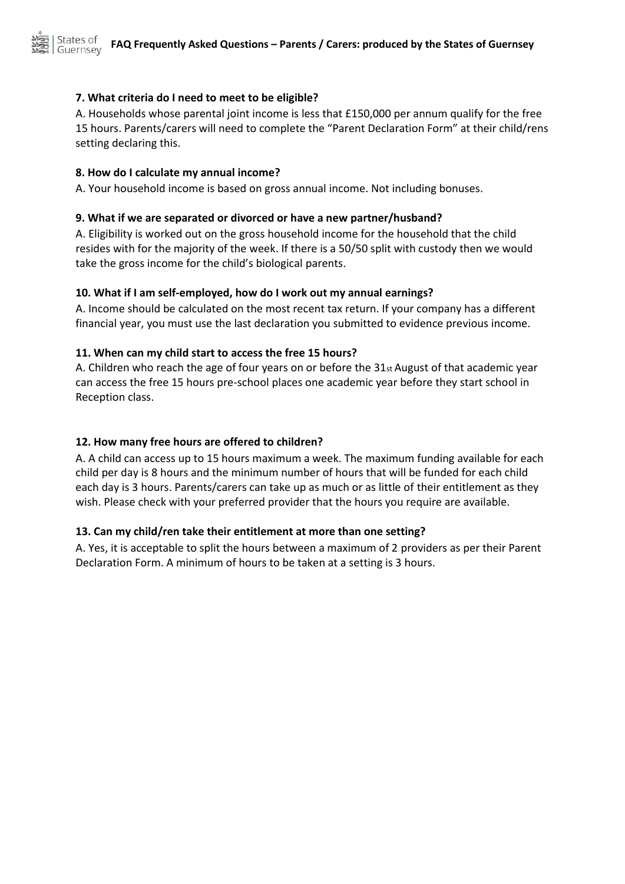**7. What criteria do I need to meet to be eligible?**

A. Households whose parental joint income is less that £150,000 per annum qualify for the free 15 hours. Parents/carers will need to complete the "Parent Declaration Form" at their child/rens setting declaring this.

**8. How do I calculate my annual income?**

A. Your household income is based on gross annual income. Not including bonuses.

**9. What if we are separated or divorced or have a new partner/husband?**

A. Eligibility is worked out on the gross household income for the household that the child resides with for the majority of the week. If there is a 50/50 split with custody then we would take the gross income for the child's biological parents.

**10. What if I am self-employed, how do I work out my annual earnings?**

A. Income should be calculated on the most recent tax return. If your company has a different financial year, you must use the last declaration you submitted to evidence previous income.

**11. When can my child start to access the free 15 hours?**

A. Children who reach the age of four years on or before the 31st August of that academic year can access the free 15 hours pre-school places one academic year before they start school in Reception class.

**12. How many free hours are offered to children?**

A. A child can access up to 15 hours maximum a week. The maximum funding available for each child per day is 8 hours and the minimum number of hours that will be funded for each child each day is 3 hours. Parents/carers can take up as much or as little of their entitlement as they wish. Please check with your preferred provider that the hours you require are available.

**13. Can my child/ren take their entitlement at more than one setting?**

A. Yes, it is acceptable to split the hours between a maximum of 2 providers as per their Parent Declaration Form. A minimum of hours to be taken at a setting is 3 hours.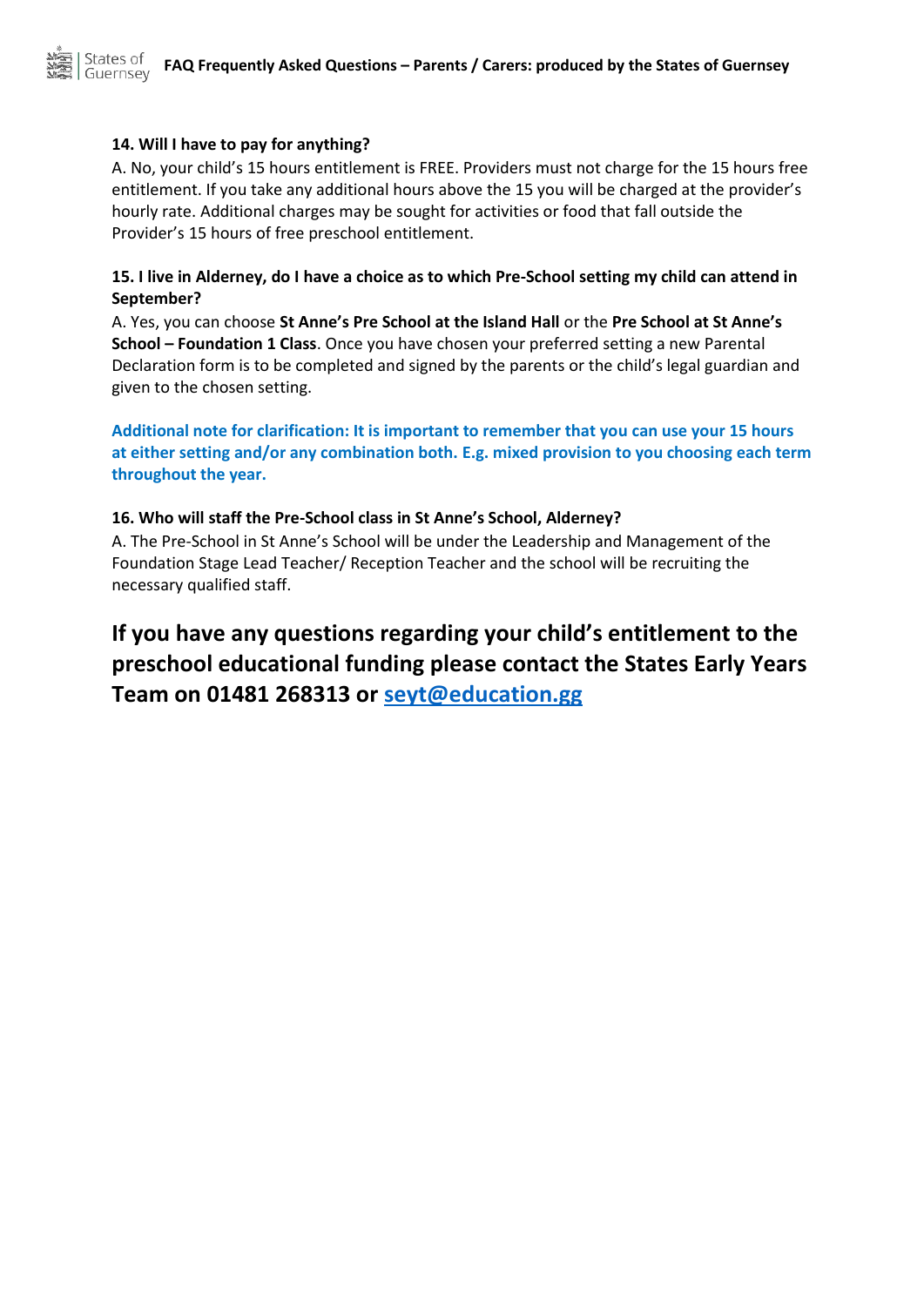**14. Will I have to pay for anything?**

A. No, your child's 15 hours entitlement is FREE. Providers must not charge for the 15 hours free entitlement. If you take any additional hours above the 15 you will be charged at the provider's hourly rate. Additional charges may be sought for activities or food that fall outside the Provider's 15 hours of free preschool entitlement.

**15. I live in Alderney, do I have a choice as to which Pre-School setting my child can attend in September?**

A. Yes, you can choose **St Anne's Pre School at the Island Hall** or the **Pre School at St Anne's School – Foundation 1 Class**. Once you have chosen your preferred setting a new Parental Declaration form is to be completed and signed by the parents or the child's legal guardian and given to the chosen setting.

**Additional note for clarification: It is important to remember that you can use your 15 hours at either setting and/or any combination both. E.g. mixed provision to you choosing each term throughout the year.**

**16. Who will staff the Pre-School class in St Anne's School, Alderney?**

A. The Pre-School in St Anne's School will be under the Leadership and Management of the Foundation Stage Lead Teacher/ Reception Teacher and the school will be recruiting the necessary qualified staff.

## If you have any questions regarding your child's entitlement to the preschool educational funding please contact the States Early Years Team on 01481 268313 or [seyt@education.gg](mailto:seyt@education.gg)